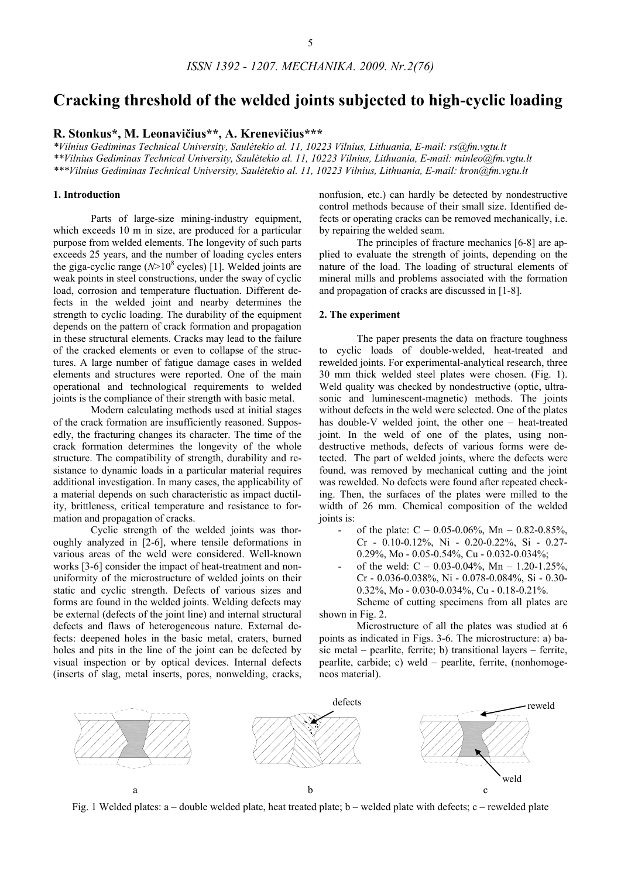# Cracking threshold of the welded joints subjected to high-cyclic loading

## R. Stonkus*, M. Leonavičius**, A. Krenevičius***

*\*Vilnius Gediminas Technical University, Saulėtekio al. 11, 10223 Vilnius, Lithuania, E-mail: rs@fm.vgtu.lt*
*\*\*Vilnius Gediminas Technical University, Saulėtekio al. 11, 10223 Vilnius, Lithuania, E-mail: minleo@fm.vgtu.lt*
*\*\*\*Vilnius Gediminas Technical University, Saulėtekio al. 11, 10223 Vilnius, Lithuania, E-mail: kron@fm.vgtu.lt*

### 1. Introduction

Parts of large-size mining-industry equipment, which exceeds 10 m in size, are produced for a particular purpose from welded elements. The longevity of such parts exceeds 25 years, and the number of loading cycles enters the giga-cyclic range ($N>10^8$ cycles) [1]. Welded joints are weak points in steel constructions, under the sway of cyclic load, corrosion and temperature fluctuation. Different defects in the welded joint and nearby determines the strength to cyclic loading. The durability of the equipment depends on the pattern of crack formation and propagation in these structural elements. Cracks may lead to the failure of the cracked elements or even to collapse of the structures. A large number of fatigue damage cases in welded elements and structures were reported. One of the main operational and technological requirements to welded joints is the compliance of their strength with basic metal.

Modern calculating methods used at initial stages of the crack formation are insufficiently reasoned. Supposedly, the fracturing changes its character. The time of the crack formation determines the longevity of the whole structure. The compatibility of strength, durability and resistance to dynamic loads in a particular material requires additional investigation. In many cases, the applicability of a material depends on such characteristic as impact ductility, brittleness, critical temperature and resistance to formation and propagation of cracks.

Cyclic strength of the welded joints was thoroughly analyzed in [2-6], where tensile deformations in various areas of the weld were considered. Well-known works [3-6] consider the impact of heat-treatment and nonuniformity of the microstructure of welded joints on their static and cyclic strength. Defects of various sizes and forms are found in the welded joints. Welding defects may be external (defects of the joint line) and internal structural defects and flaws of heterogeneous nature. External defects: deepened holes in the basic metal, craters, burned holes and pits in the line of the joint can be defected by visual inspection or by optical devices. Internal defects (inserts of slag, metal inserts, pores, nonwelding, cracks, nonfusion, etc.) can hardly be detected by nondestructive control methods because of their small size. Identified defects or operating cracks can be removed mechanically, i.e. by repairing the welded seam.

The principles of fracture mechanics [6-8] are applied to evaluate the strength of joints, depending on the nature of the load. The loading of structural elements of mineral mills and problems associated with the formation and propagation of cracks are discussed in [1-8].

### 2. The experiment

The paper presents the data on fracture toughness to cyclic loads of double-welded, heat-treated and rewelded joints. For experimental-analytical research, three 30 mm thick welded steel plates were chosen. (Fig. 1). Weld quality was checked by nondestructive (optic, ultrasonic and luminescent-magnetic) methods. The joints without defects in the weld were selected. One of the plates has double-V welded joint, the other one – heat-treated joint. In the weld of one of the plates, using nondestructive methods, defects of various forms were detected. The part of welded joints, where the defects were found, was removed by mechanical cutting and the joint was rewelded. No defects were found after repeated checking. Then, the surfaces of the plates were milled to the width of 26 mm. Chemical composition of the welded joints is:

- of the plate: C – 0.05-0.06%, Mn – 0.82-0.85%, Cr - 0.10-0.12%, Ni - 0.20-0.22%, Si - 0.27-0.29%, Mo - 0.05-0.54%, Cu - 0.032-0.034%;
- of the weld: C – 0.03-0.04%, Mn – 1.20-1.25%, Cr - 0.036-0.038%, Ni - 0.078-0.084%, Si - 0.30-0.32%, Mo - 0.030-0.034%, Cu - 0.18-0.21%.

Scheme of cutting specimens from all plates are shown in Fig. 2.

Microstructure of all the plates was studied at 6 points as indicated in Figs. 3-6. The microstructure: a) basic metal – pearlite, ferrite; b) transitional layers – ferrite, pearlite, carbide; c) weld – pearlite, ferrite, (nonhomogeneos material).

Fig. 1 Welded plates: a – double welded plate, heat treated plate; b – welded plate with defects; c – rewelded plate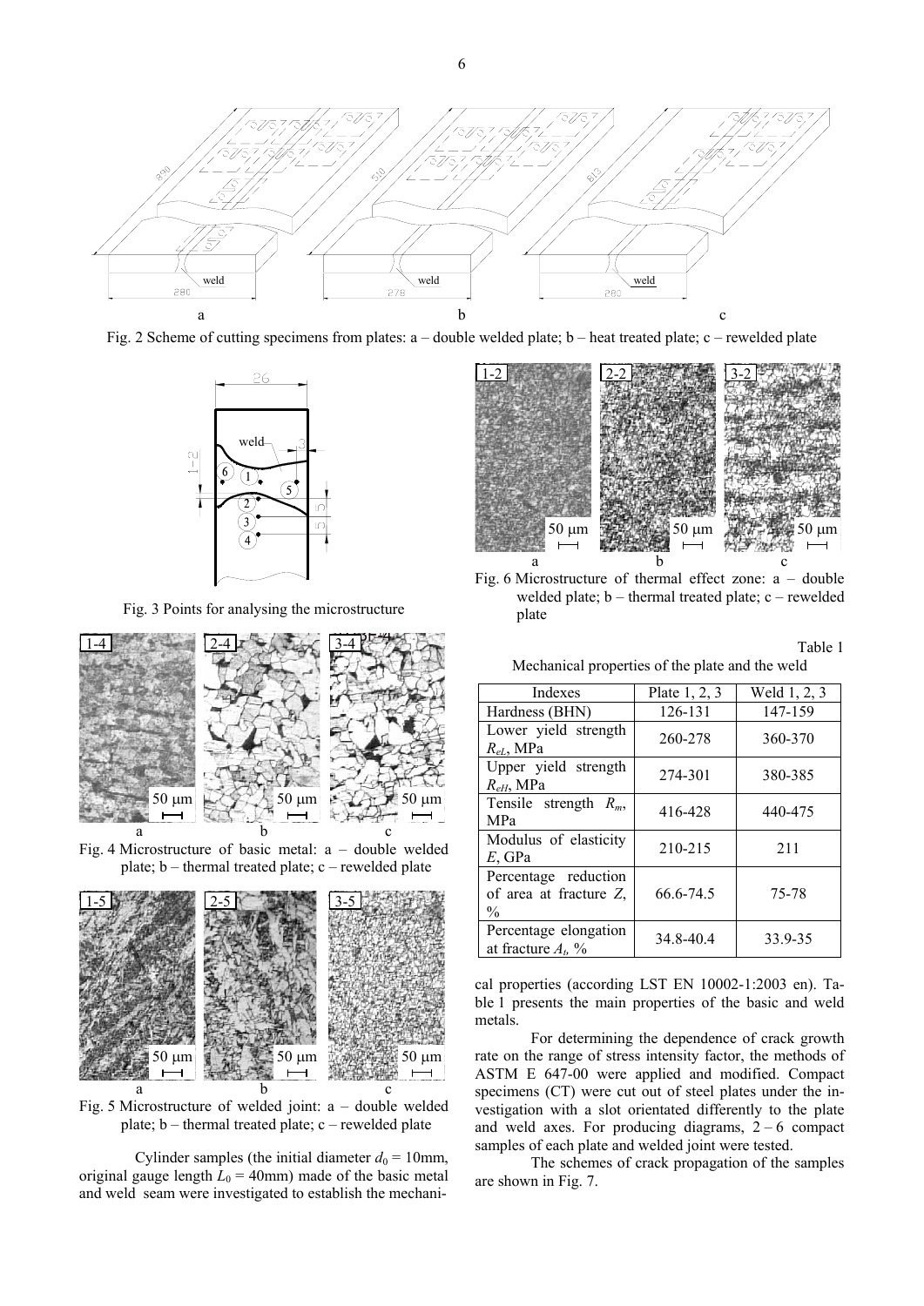Fig. 2 Scheme of cutting specimens from plates: a – double welded plate; b – heat treated plate; c – rewelded plate

Fig. 3 Points for analysing the microstructure

Fig. 4 Microstructure of basic metal: a – double welded plate; b – thermal treated plate; c – rewelded plate

Fig. 5 Microstructure of welded joint: a – double welded plate; b – thermal treated plate; c – rewelded plate

Cylinder samples (the initial diameter $d_0$ = 10mm, original gauge length $L_0$ = 40mm) made of the basic metal and weld seam were investigated to establish the mechanical properties (according LST EN 10002-1:2003 en). Table 1 presents the main properties of the basic and weld metals.

Fig. 6 Microstructure of thermal effect zone: a – double welded plate; b – thermal treated plate; c – rewelded plate

Table 1

Mechanical properties of the plate and the weld

| Indexes | Plate 1, 2, 3 | Weld 1, 2, 3 |
|---|---|---|
| Hardness (BHN) | 126-131 | 147-159 |
| Lower yield strength $R_{eL}$, MPa | 260-278 | 360-370 |
| Upper yield strength $R_{eH}$, MPa | 274-301 | 380-385 |
| Tensile strength $R_m$, MPa | 416-428 | 440-475 |
| Modulus of elasticity $E$, GPa | 210-215 | 211 |
| Percentage reduction of area at fracture $Z$, % | 66.6-74.5 | 75-78 |
| Percentage elongation at fracture $A_t$, % | 34.8-40.4 | 33.9-35 |

For determining the dependence of crack growth rate on the range of stress intensity factor, the methods of ASTM E 647-00 were applied and modified. Compact specimens (CT) were cut out of steel plates under the investigation with a slot orientated differently to the plate and weld axes. For producing diagrams, 2 – 6 compact samples of each plate and welded joint were tested.

The schemes of crack propagation of the samples are shown in Fig. 7.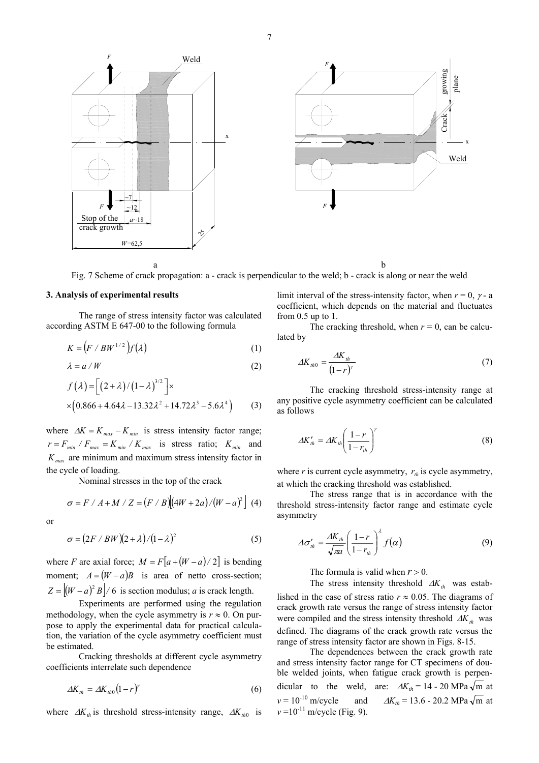Fig. 7 Scheme of crack propagation: a - crack is perpendicular to the weld; b - crack is along or near the weld

### 3. Analysis of experimental results

The range of stress intensity factor was calculated according ASTM E 647-00 to the following formula

$$K = \left(F / BW^{1/2}\right) f(\lambda) \tag{1}$$

$$\lambda = a / W \tag{2}$$

$$f(\lambda) = \left[(2+\lambda)/(1-\lambda)^{3/2}\right] \times \left(0.866 + 4.64\lambda - 13.32\lambda^2 + 14.72\lambda^3 - 5.6\lambda^4\right) \tag{3}$$

where $\Delta K = K_{max} - K_{min}$ is stress intensity factor range; $r = F_{min} / F_{max} = K_{min} / K_{max}$ is stress ratio; $K_{min}$ and $K_{max}$ are minimum and maximum stress intensity factor in the cycle of loading.

Nominal stresses in the top of the crack

$$\sigma = F / A + M / Z = (F / B)\left[(4W + 2a)/(W - a)^2\right] \tag{4}$$

or

$$\sigma = (2F / BW)(2 + \lambda)/(1 - \lambda)^2 \tag{5}$$

where $F$ are axial force; $M = F\left[a + (W - a)/2\right]$ is bending moment; $A = (W - a)B$ is area of netto cross-section; $Z = \left[(W - a)^2 B\right]/6$ is section modulus; $a$ is crack length.

Experiments are performed using the regulation methodology, when the cycle asymmetry is $r \approx 0$. On purpose to apply the experimental data for practical calculation, the variation of the cycle asymmetry coefficient must be estimated.

Cracking thresholds at different cycle asymmetry coefficients interrelate such dependence

$$\Delta K_{th} = \Delta K_{th0}(1 - r)^{\gamma} \tag{6}$$

where $\Delta K_{th}$ is threshold stress-intensity range, $\Delta K_{th0}$ is limit interval of the stress-intensity factor, when $r = 0$, $\gamma$ - a coefficient, which depends on the material and fluctuates from 0.5 up to 1.

The cracking threshold, when $r = 0$, can be calculated by

$$\Delta K_{th0} = \frac{\Delta K_{th}}{(1 - r)^{\gamma}} \tag{7}$$

The cracking threshold stress-intensity range at any positive cycle asymmetry coefficient can be calculated as follows

$$\Delta K'_{th} = \Delta K_{th}\left(\frac{1 - r}{1 - r_{th}}\right)^{\gamma} \tag{8}$$

where $r$ is current cycle asymmetry, $r_{th}$ is cycle asymmetry, at which the cracking threshold was established.

The stress range that is in accordance with the threshold stress-intensity factor range and estimate cycle asymmetry

$$\Delta\sigma'_{th} = \frac{\Delta K_{th}}{\sqrt{\pi a}}\left(\frac{1 - r}{1 - r_{th}}\right)^{\lambda} f(\alpha) \tag{9}$$

The formula is valid when $r > 0$.

The stress intensity threshold $\Delta K_{th}$ was established in the case of stress ratio $r \approx 0.05$. The diagrams of crack growth rate versus the range of stress intensity factor were compiled and the stress intensity threshold $\Delta K_{th}$ was defined. The diagrams of the crack growth rate versus the range of stress intensity factor are shown in Figs. 8-15.

The dependences between the crack growth rate and stress intensity factor range for CT specimens of double welded joints, when fatigue crack growth is perpendicular to the weld, are: $\Delta K_{th}$ = 14 - 20 MPa$\sqrt{\text{m}}$ at $v = 10^{-10}$ m/cycle and $\Delta K_{th}$ = 13.6 - 20.2 MPa$\sqrt{\text{m}}$ at $v = 10^{-11}$ m/cycle (Fig. 9).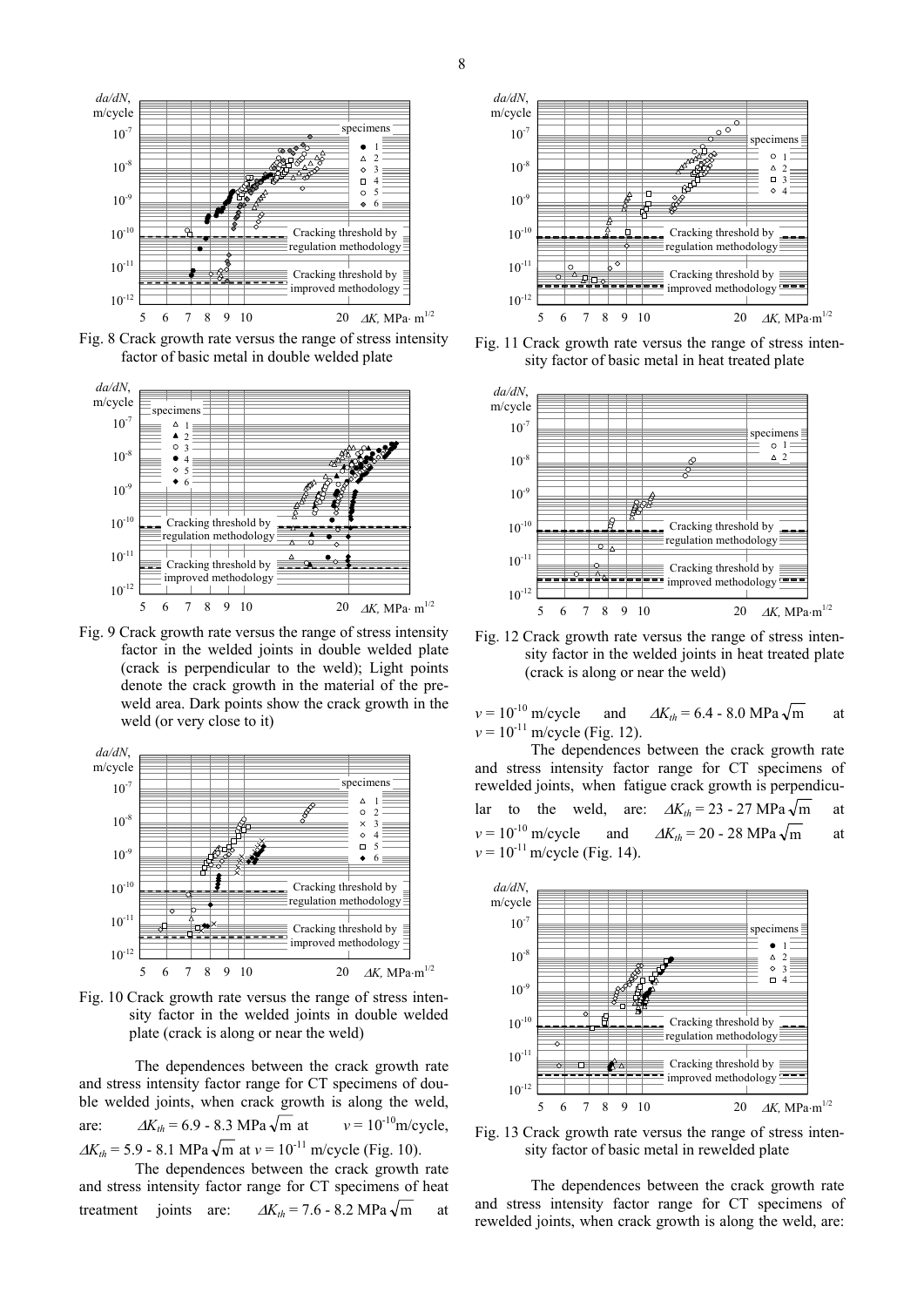Fig. 8 Crack growth rate versus the range of stress intensity factor of basic metal in double welded plate

Fig. 9 Crack growth rate versus the range of stress intensity factor in the welded joints in double welded plate (crack is perpendicular to the weld); Light points denote the crack growth in the material of the pre-weld area. Dark points show the crack growth in the weld (or very close to it)

Fig. 10 Crack growth rate versus the range of stress intensity factor in the welded joints in double welded plate (crack is along or near the weld)

The dependences between the crack growth rate and stress intensity factor range for CT specimens of double welded joints, when crack growth is along the weld, are: $\Delta K_{th}$ = 6.9 - 8.3 MPa$\sqrt{\text{m}}$ at $v = 10^{-10}$m/cycle, $\Delta K_{th}$ = 5.9 - 8.1 MPa$\sqrt{\text{m}}$ at $v = 10^{-11}$ m/cycle (Fig. 10).

The dependences between the crack growth rate and stress intensity factor range for CT specimens of heat treatment joints are: $\Delta K_{th}$ = 7.6 - 8.2 MPa$\sqrt{\text{m}}$ at $v = 10^{-10}$ m/cycle and $\Delta K_{th}$ = 6.4 - 8.0 MPa$\sqrt{\text{m}}$ at $v = 10^{-11}$ m/cycle (Fig. 12).

The dependences between the crack growth rate and stress intensity factor range for CT specimens of rewelded joints, when fatigue crack growth is perpendicular to the weld, are: $\Delta K_{th}$ = 23 - 27 MPa$\sqrt{\text{m}}$ at $v = 10^{-10}$ m/cycle and $\Delta K_{th}$ = 20 - 28 MPa$\sqrt{\text{m}}$ at $v = 10^{-11}$ m/cycle (Fig. 14).

Fig. 11 Crack growth rate versus the range of stress intensity factor of basic metal in heat treated plate

Fig. 12 Crack growth rate versus the range of stress intensity factor in the welded joints in heat treated plate (crack is along or near the weld)

Fig. 13 Crack growth rate versus the range of stress intensity factor of basic metal in rewelded plate

The dependences between the crack growth rate and stress intensity factor range for CT specimens of rewelded joints, when crack growth is along the weld, are: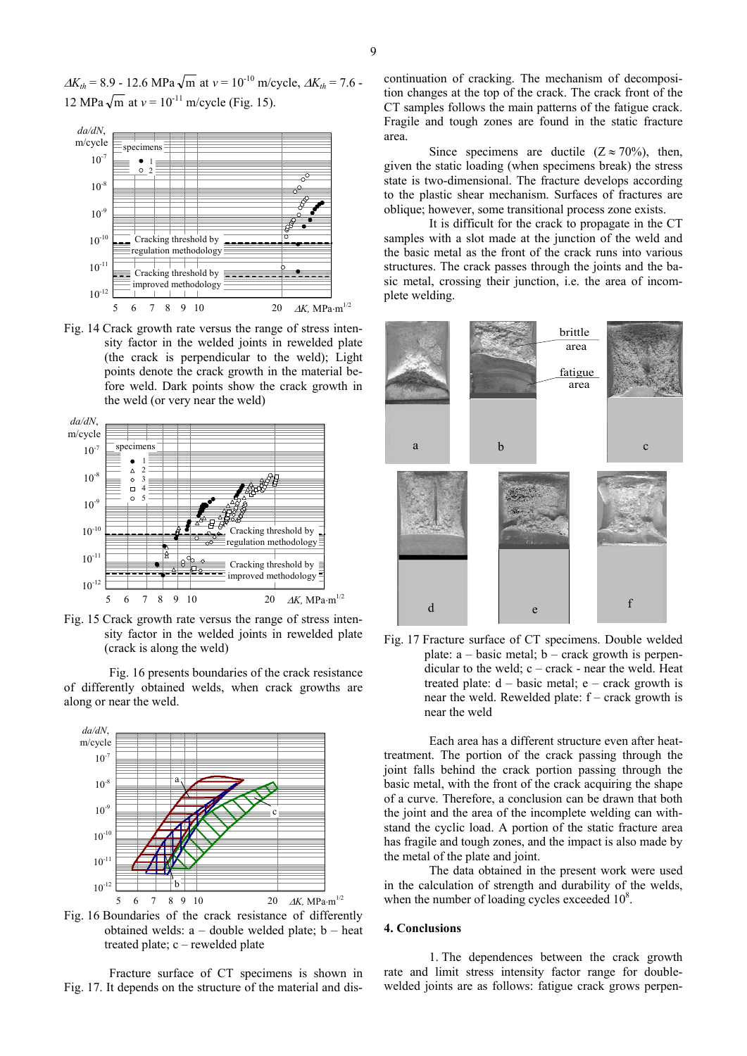$\Delta K_{th}$ = 8.9 - 12.6 MPa$\sqrt{\text{m}}$ at $v = 10^{-10}$ m/cycle, $\Delta K_{th}$ = 7.6 - 12 MPa$\sqrt{\text{m}}$ at $v = 10^{-11}$ m/cycle (Fig. 15).

Fig. 14 Crack growth rate versus the range of stress intensity factor in the welded joints in rewelded plate (the crack is perpendicular to the weld); Light points denote the crack growth in the material before weld. Dark points show the crack growth in the weld (or very near the weld)

Fig. 15 Crack growth rate versus the range of stress intensity factor in the welded joints in rewelded plate (crack is along the weld)

Fig. 16 presents boundaries of the crack resistance of differently obtained welds, when crack growths are along or near the weld.

Fig. 16 Boundaries of the crack resistance of differently obtained welds: a – double welded plate; b – heat treated plate; c – rewelded plate

Fracture surface of CT specimens is shown in Fig. 17. It depends on the structure of the material and discontinuation of cracking. The mechanism of decomposition changes at the top of the crack. The crack front of the CT samples follows the main patterns of the fatigue crack. Fragile and tough zones are found in the static fracture area.

Since specimens are ductile ($Z \approx 70\%$), then, given the static loading (when specimens break) the stress state is two-dimensional. The fracture develops according to the plastic shear mechanism. Surfaces of fractures are oblique; however, some transitional process zone exists.

It is difficult for the crack to propagate in the CT samples with a slot made at the junction of the weld and the basic metal as the front of the crack runs into various structures. The crack passes through the joints and the basic metal, crossing their junction, i.e. the area of incomplete welding.

Fig. 17 Fracture surface of CT specimens. Double welded plate: a – basic metal; b – crack growth is perpendicular to the weld; c – crack - near the weld. Heat treated plate: d – basic metal; e – crack growth is near the weld. Rewelded plate: f – crack growth is near the weld

Each area has a different structure even after heat-treatment. The portion of the crack passing through the joint falls behind the crack portion passing through the basic metal, with the front of the crack acquiring the shape of a curve. Therefore, a conclusion can be drawn that both the joint and the area of the incomplete welding can withstand the cyclic load. A portion of the static fracture area has fragile and tough zones, and the impact is also made by the metal of the plate and joint.

The data obtained in the present work were used in the calculation of strength and durability of the welds, when the number of loading cycles exceeded $10^8$.

## 4. Conclusions

1. The dependences between the crack growth rate and limit stress intensity factor range for double-welded joints are as follows: fatigue crack grows perpen-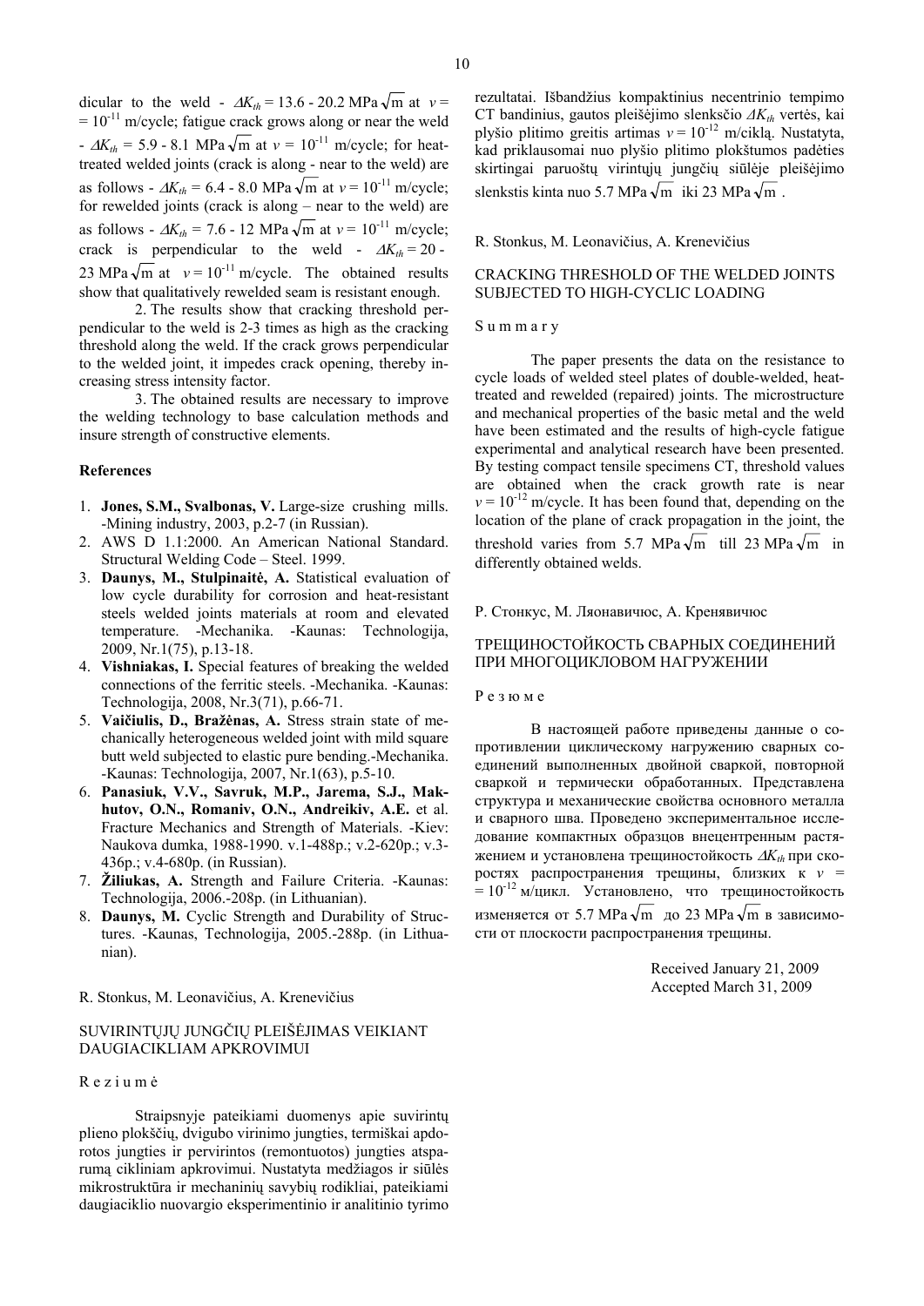dicular to the weld - $\Delta K_{th}$ = 13.6 - 20.2 MPa$\sqrt{m}$ at $v = 10^{-11}$ m/cycle; fatigue crack grows along or near the weld - $\Delta K_{th}$ = 5.9 - 8.1 MPa$\sqrt{m}$ at $v = 10^{-11}$ m/cycle; for heat-treated welded joints (crack is along - near to the weld) are as follows - $\Delta K_{th}$ = 6.4 - 8.0 MPa$\sqrt{m}$ at $v = 10^{-11}$ m/cycle; for rewelded joints (crack is along – near to the weld) are as follows - $\Delta K_{th}$ = 7.6 - 12 MPa$\sqrt{m}$ at $v = 10^{-11}$ m/cycle; crack is perpendicular to the weld - $\Delta K_{th}$ = 20 - 23 MPa$\sqrt{m}$ at $v = 10^{-11}$ m/cycle. The obtained results show that qualitatively rewelded seam is resistant enough.

2. The results show that cracking threshold perpendicular to the weld is 2-3 times as high as the cracking threshold along the weld. If the crack grows perpendicular to the welded joint, it impedes crack opening, thereby increasing stress intensity factor.

3. The obtained results are necessary to improve the welding technology to base calculation methods and insure strength of constructive elements.

## References

1. **Jones, S.M., Svalbonas, V.** Large-size crushing mills. -Mining industry, 2003, p.2-7 (in Russian).
2. AWS D 1.1:2000. An American National Standard. Structural Welding Code – Steel. 1999.
3. **Daunys, M., Stulpinaitė, A.** Statistical evaluation of low cycle durability for corrosion and heat-resistant steels welded joints materials at room and elevated temperature. -Mechanika. -Kaunas: Technologija, 2009, Nr.1(75), p.13-18.
4. **Vishniakas, I.** Special features of breaking the welded connections of the ferritic steels. -Mechanika. -Kaunas: Technologija, 2008, Nr.3(71), p.66-71.
5. **Vaičiulis, D., Bražėnas, A.** Stress strain state of mechanically heterogeneous welded joint with mild square butt weld subjected to elastic pure bending.-Mechanika. -Kaunas: Technologija, 2007, Nr.1(63), p.5-10.
6. **Panasiuk, V.V., Savruk, M.P., Jarema, S.J., Makhutov, O.N., Romaniv, O.N., Andreikiv, A.E.** et al. Fracture Mechanics and Strength of Materials. -Kiev: Naukova dumka, 1988-1990. v.1-488p.; v.2-620p.; v.3-436p.; v.4-680p. (in Russian).
7. **Žiliukas, A.** Strength and Failure Criteria. -Kaunas: Technologija, 2006.-208p. (in Lithuanian).
8. **Daunys, M.** Cyclic Strength and Durability of Structures. -Kaunas, Technologija, 2005.-288p. (in Lithuanian).

R. Stonkus, M. Leonavičius, A. Krenevičius

### SUVIRINTŲJŲ JUNGČIŲ PLEIŠĖJIMAS VEIKIANT DAUGIACIKLIAM APKROVIMUI

R e z i u m ė

Straipsnyje pateikiami duomenys apie suvirintų plieno plokščių, dvigubo virinimo jungties, termiškai apdorotos jungties ir pervirintos (remontuotos) jungties atsparumą cikliniam apkrovimui. Nustatyta medžiagos ir siūlės mikrostruktūra ir mechaninių savybių rodikliai, pateikiami daugiaciklio nuovargio eksperimentinio ir analitinio tyrimo rezultatai. Išbandžius kompaktinius necentrinio tempimo CT bandinius, gautos pleišėjimo slenksčio $\Delta K_{th}$ vertės, kai plyšio plitimo greitis artimas $v = 10^{-12}$ m/ciklą. Nustatyta, kad priklausomai nuo plyšio plitimo plokštumos padėties skirtingai paruoštų virintųjų jungčių siūlėje pleišėjimo slenkstis kinta nuo 5.7 MPa$\sqrt{m}$ iki 23 MPa$\sqrt{m}$ .

R. Stonkus, M. Leonavičius, A. Krenevičius

### CRACKING THRESHOLD OF THE WELDED JOINTS SUBJECTED TO HIGH-CYCLIC LOADING

S u m m a r y

The paper presents the data on the resistance to cycle loads of welded steel plates of double-welded, heat-treated and rewelded (repaired) joints. The microstructure and mechanical properties of the basic metal and the weld have been estimated and the results of high-cycle fatigue experimental and analytical research have been presented. By testing compact tensile specimens CT, threshold values are obtained when the crack growth rate is near $v = 10^{-12}$ m/cycle. It has been found that, depending on the location of the plane of crack propagation in the joint, the threshold varies from 5.7 MPa$\sqrt{m}$ till 23 MPa$\sqrt{m}$ in differently obtained welds.

Р. Стонкус, М. Ляонавичюс, А. Кренявичюс

### ТРЕЩИНОСТОЙКОСТЬ СВАРНЫХ СОЕДИНЕНИЙ ПРИ МНОГОЦИКЛОВОМ НАГРУЖЕНИИ

Р е з ю м е

В настоящей работе приведены данные о сопротивлении циклическому нагружению сварных соединений выполненных двойной сваркой, повторной сваркой и термически обработанных. Представлена структура и механические свойства основного металла и сварного шва. Проведено экспериментальное исследование компактных образцов внецентренным растяжением и установлена трещиностойкость $\Delta K_{th}$ при скоростях распространения трещины, близких к $v = 10^{-12}$ м/цикл. Установлено, что трещиностойкость изменяется от 5.7 MPa$\sqrt{m}$ до 23 MPa$\sqrt{m}$ в зависимости от плоскости распространения трещины.

Received January 21, 2009
Accepted March 31, 2009